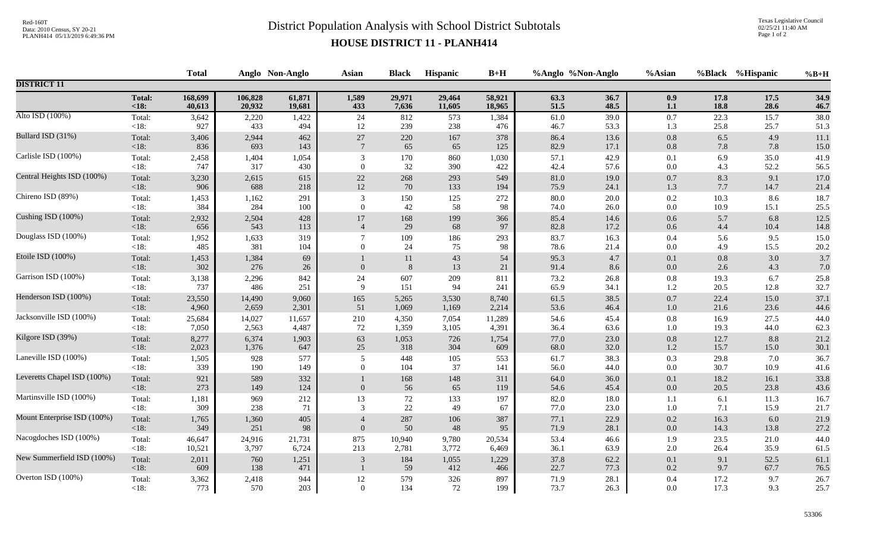# District Population Analysis with School District Subtotals

## HOUSE DISTRICT 11 - PLANH414

Red-160T
Data: 2010 Census, SY 20-21
PLANH414 05/13/2019 6:49:36 PM

Texas Legislative Council
02/25/21 11:40 AM

| | | Total | Anglo | Non-Anglo | Asian | Black | Hispanic | B+H | %Anglo | %Non-Anglo | %Asian | %Black | %Hispanic | %B+H |
|---|---|---|---|---|---|---|---|---|---|---|---|---|---|---|
| **DISTRICT 11** | | | | | | | | | | | | | | |
| | **Total:** | **168,699** | **106,828** | **61,871** | **1,589** | **29,971** | **29,464** | **58,921** | **63.3** | **36.7** | **0.9** | **17.8** | **17.5** | **34.9** |
| | **<18:** | **40,613** | **20,932** | **19,681** | **433** | **7,636** | **11,605** | **18,965** | **51.5** | **48.5** | **1.1** | **18.8** | **28.6** | **46.7** |
| Alto ISD (100%) | Total: | 3,642 | 2,220 | 1,422 | 24 | 812 | 573 | 1,384 | 61.0 | 39.0 | 0.7 | 22.3 | 15.7 | 38.0 |
| | <18: | 927 | 433 | 494 | 12 | 239 | 238 | 476 | 46.7 | 53.3 | 1.3 | 25.8 | 25.7 | 51.3 |
| Bullard ISD (31%) | Total: | 3,406 | 2,944 | 462 | 27 | 220 | 167 | 378 | 86.4 | 13.6 | 0.8 | 6.5 | 4.9 | 11.1 |
| | <18: | 836 | 693 | 143 | 7 | 65 | 65 | 125 | 82.9 | 17.1 | 0.8 | 7.8 | 7.8 | 15.0 |
| Carlisle ISD (100%) | Total: | 2,458 | 1,404 | 1,054 | 3 | 170 | 860 | 1,030 | 57.1 | 42.9 | 0.1 | 6.9 | 35.0 | 41.9 |
| | <18: | 747 | 317 | 430 | 0 | 32 | 390 | 422 | 42.4 | 57.6 | 0.0 | 4.3 | 52.2 | 56.5 |
| Central Heights ISD (100%) | Total: | 3,230 | 2,615 | 615 | 22 | 268 | 293 | 549 | 81.0 | 19.0 | 0.7 | 8.3 | 9.1 | 17.0 |
| | <18: | 906 | 688 | 218 | 12 | 70 | 133 | 194 | 75.9 | 24.1 | 1.3 | 7.7 | 14.7 | 21.4 |
| Chireno ISD (89%) | Total: | 1,453 | 1,162 | 291 | 3 | 150 | 125 | 272 | 80.0 | 20.0 | 0.2 | 10.3 | 8.6 | 18.7 |
| | <18: | 384 | 284 | 100 | 0 | 42 | 58 | 98 | 74.0 | 26.0 | 0.0 | 10.9 | 15.1 | 25.5 |
| Cushing ISD (100%) | Total: | 2,932 | 2,504 | 428 | 17 | 168 | 199 | 366 | 85.4 | 14.6 | 0.6 | 5.7 | 6.8 | 12.5 |
| | <18: | 656 | 543 | 113 | 4 | 29 | 68 | 97 | 82.8 | 17.2 | 0.6 | 4.4 | 10.4 | 14.8 |
| Douglass ISD (100%) | Total: | 1,952 | 1,633 | 319 | 7 | 109 | 186 | 293 | 83.7 | 16.3 | 0.4 | 5.6 | 9.5 | 15.0 |
| | <18: | 485 | 381 | 104 | 0 | 24 | 75 | 98 | 78.6 | 21.4 | 0.0 | 4.9 | 15.5 | 20.2 |
| Etoile ISD (100%) | Total: | 1,453 | 1,384 | 69 | 1 | 11 | 43 | 54 | 95.3 | 4.7 | 0.1 | 0.8 | 3.0 | 3.7 |
| | <18: | 302 | 276 | 26 | 0 | 8 | 13 | 21 | 91.4 | 8.6 | 0.0 | 2.6 | 4.3 | 7.0 |
| Garrison ISD (100%) | Total: | 3,138 | 2,296 | 842 | 24 | 607 | 209 | 811 | 73.2 | 26.8 | 0.8 | 19.3 | 6.7 | 25.8 |
| | <18: | 737 | 486 | 251 | 9 | 151 | 94 | 241 | 65.9 | 34.1 | 1.2 | 20.5 | 12.8 | 32.7 |
| Henderson ISD (100%) | Total: | 23,550 | 14,490 | 9,060 | 165 | 5,265 | 3,530 | 8,740 | 61.5 | 38.5 | 0.7 | 22.4 | 15.0 | 37.1 |
| | <18: | 4,960 | 2,659 | 2,301 | 51 | 1,069 | 1,169 | 2,214 | 53.6 | 46.4 | 1.0 | 21.6 | 23.6 | 44.6 |
| Jacksonville ISD (100%) | Total: | 25,684 | 14,027 | 11,657 | 210 | 4,350 | 7,054 | 11,289 | 54.6 | 45.4 | 0.8 | 16.9 | 27.5 | 44.0 |
| | <18: | 7,050 | 2,563 | 4,487 | 72 | 1,359 | 3,105 | 4,391 | 36.4 | 63.6 | 1.0 | 19.3 | 44.0 | 62.3 |
| Kilgore ISD (39%) | Total: | 8,277 | 6,374 | 1,903 | 63 | 1,053 | 726 | 1,754 | 77.0 | 23.0 | 0.8 | 12.7 | 8.8 | 21.2 |
| | <18: | 2,023 | 1,376 | 647 | 25 | 318 | 304 | 609 | 68.0 | 32.0 | 1.2 | 15.7 | 15.0 | 30.1 |
| Laneville ISD (100%) | Total: | 1,505 | 928 | 577 | 5 | 448 | 105 | 553 | 61.7 | 38.3 | 0.3 | 29.8 | 7.0 | 36.7 |
| | <18: | 339 | 190 | 149 | 0 | 104 | 37 | 141 | 56.0 | 44.0 | 0.0 | 30.7 | 10.9 | 41.6 |
| Leveretts Chapel ISD (100%) | Total: | 921 | 589 | 332 | 1 | 168 | 148 | 311 | 64.0 | 36.0 | 0.1 | 18.2 | 16.1 | 33.8 |
| | <18: | 273 | 149 | 124 | 0 | 56 | 65 | 119 | 54.6 | 45.4 | 0.0 | 20.5 | 23.8 | 43.6 |
| Martinsville ISD (100%) | Total: | 1,181 | 969 | 212 | 13 | 72 | 133 | 197 | 82.0 | 18.0 | 1.1 | 6.1 | 11.3 | 16.7 |
| | <18: | 309 | 238 | 71 | 3 | 22 | 49 | 67 | 77.0 | 23.0 | 1.0 | 7.1 | 15.9 | 21.7 |
| Mount Enterprise ISD (100%) | Total: | 1,765 | 1,360 | 405 | 4 | 287 | 106 | 387 | 77.1 | 22.9 | 0.2 | 16.3 | 6.0 | 21.9 |
| | <18: | 349 | 251 | 98 | 0 | 50 | 48 | 95 | 71.9 | 28.1 | 0.0 | 14.3 | 13.8 | 27.2 |
| Nacogdoches ISD (100%) | Total: | 46,647 | 24,916 | 21,731 | 875 | 10,940 | 9,780 | 20,534 | 53.4 | 46.6 | 1.9 | 23.5 | 21.0 | 44.0 |
| | <18: | 10,521 | 3,797 | 6,724 | 213 | 2,781 | 3,772 | 6,469 | 36.1 | 63.9 | 2.0 | 26.4 | 35.9 | 61.5 |
| New Summerfield ISD (100%) | Total: | 2,011 | 760 | 1,251 | 3 | 184 | 1,055 | 1,229 | 37.8 | 62.2 | 0.1 | 9.1 | 52.5 | 61.1 |
| | <18: | 609 | 138 | 471 | 1 | 59 | 412 | 466 | 22.7 | 77.3 | 0.2 | 9.7 | 67.7 | 76.5 |
| Overton ISD (100%) | Total: | 3,362 | 2,418 | 944 | 12 | 579 | 326 | 897 | 71.9 | 28.1 | 0.4 | 17.2 | 9.7 | 26.7 |
| | <18: | 773 | 570 | 203 | 0 | 134 | 72 | 199 | 73.7 | 26.3 | 0.0 | 17.3 | 9.3 | 25.7 |

53306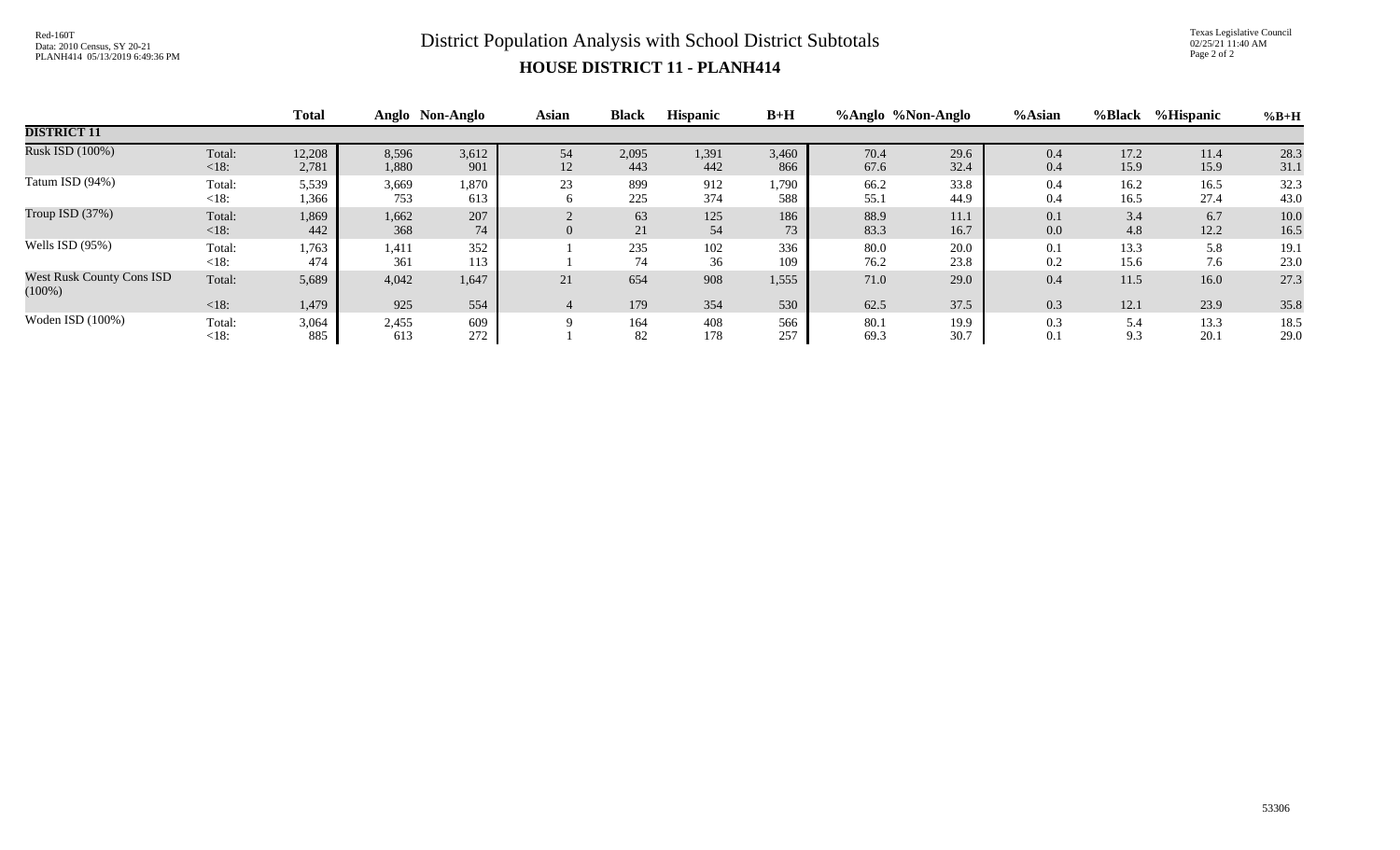# District Population Analysis with School District Subtotals

## HOUSE DISTRICT 11 - PLANH414

| | | Total | Anglo | Non-Anglo | Asian | Black | Hispanic | B+H | %Anglo | %Non-Anglo | %Asian | %Black | %Hispanic | %B+H |
|---|---|---|---|---|---|---|---|---|---|---|---|---|---|---|
| **DISTRICT 11** | | | | | | | | | | | | | | |
| Rusk ISD (100%) | Total: | 12,208 | 8,596 | 3,612 | 54 | 2,095 | 1,391 | 3,460 | 70.4 | 29.6 | 0.4 | 17.2 | 11.4 | 28.3 |
| | <18: | 2,781 | 1,880 | 901 | 12 | 443 | 442 | 866 | 67.6 | 32.4 | 0.4 | 15.9 | 15.9 | 31.1 |
| Tatum ISD (94%) | Total: | 5,539 | 3,669 | 1,870 | 23 | 899 | 912 | 1,790 | 66.2 | 33.8 | 0.4 | 16.2 | 16.5 | 32.3 |
| | <18: | 1,366 | 753 | 613 | 6 | 225 | 374 | 588 | 55.1 | 44.9 | 0.4 | 16.5 | 27.4 | 43.0 |
| Troup ISD (37%) | Total: | 1,869 | 1,662 | 207 | 2 | 63 | 125 | 186 | 88.9 | 11.1 | 0.1 | 3.4 | 6.7 | 10.0 |
| | <18: | 442 | 368 | 74 | 0 | 21 | 54 | 73 | 83.3 | 16.7 | 0.0 | 4.8 | 12.2 | 16.5 |
| Wells ISD (95%) | Total: | 1,763 | 1,411 | 352 | 1 | 235 | 102 | 336 | 80.0 | 20.0 | 0.1 | 13.3 | 5.8 | 19.1 |
| | <18: | 474 | 361 | 113 | 1 | 74 | 36 | 109 | 76.2 | 23.8 | 0.2 | 15.6 | 7.6 | 23.0 |
| West Rusk County Cons ISD (100%) | Total: | 5,689 | 4,042 | 1,647 | 21 | 654 | 908 | 1,555 | 71.0 | 29.0 | 0.4 | 11.5 | 16.0 | 27.3 |
| | <18: | 1,479 | 925 | 554 | 4 | 179 | 354 | 530 | 62.5 | 37.5 | 0.3 | 12.1 | 23.9 | 35.8 |
| Woden ISD (100%) | Total: | 3,064 | 2,455 | 609 | 9 | 164 | 408 | 566 | 80.1 | 19.9 | 0.3 | 5.4 | 13.3 | 18.5 |
| | <18: | 885 | 613 | 272 | 1 | 82 | 178 | 257 | 69.3 | 30.7 | 0.1 | 9.3 | 20.1 | 29.0 |